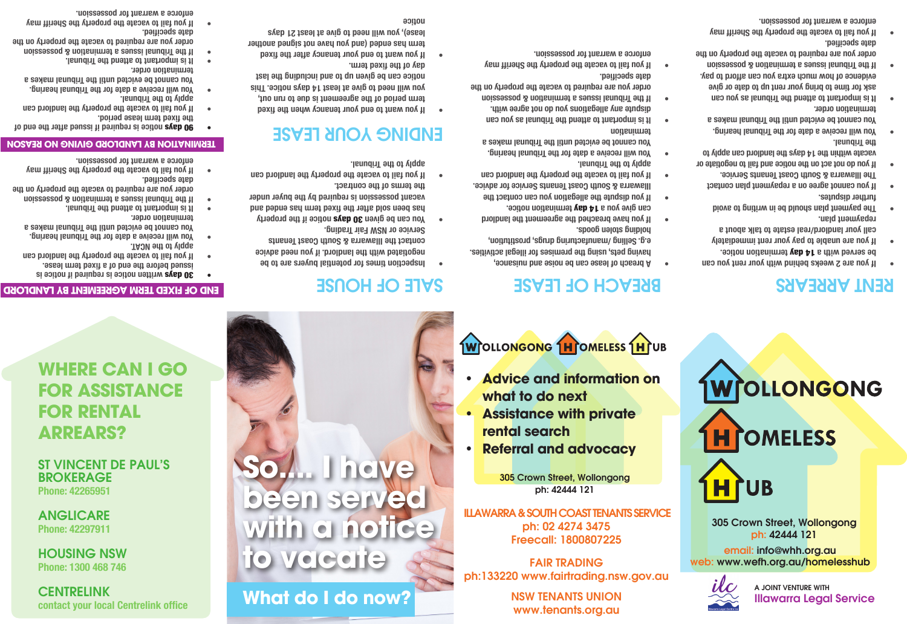# RENT ARREARS

- If you are 2 weeks behind with your rent you can be served with a **14 day** termination notice.
- If you are unable to pay your rent immediately call your landlord/real estate to talk about a repayment plan.
- The payment plan should be in writing to avoid further disputes.
- If you cannot agree on a repayment plan contact the Illawarra & South Coast Tenants Service.
- If you do not act on the notice and fail to negotiate or vacate within the 14 days the landlord can apply to the Tribunal.
- You will receive a date for the Tribunal hearing.
- You cannot be evicted until the Tribunal makes a termination order.
- It is important to attend the Tribunal as you can ask for time to bring your rent up to date or give evidence of how much extra you can afford to pay.
- If the Tribunal issues a termination & possession order you are required to vacate the property on the date specified.
- If you fail to vacate the property the Sheriff may enforce a warrant for possession.

# BREACH OF LEASE

- A breach of lease can be noise and nuisance, having pets, using the premises for illegal activities, e.g. Selling /manufacturing drugs, prostitution, holding stolen goods.
- If you have breached the agreement the landlord can give you a **14 day** termination notice.
- If you dispute the allegation you can contact the Illawarra & South Coast Tenants Service for advice.
- If you fail to vacate the property the landlord can apply to the Tribunal.
- You will receive a date for the Tribunal hearing.
- You cannot be evicted until the Tribunal makes a termination
- It is important to attend the Tribunal as you can dispute any allegations you do not agree with.
- If the Tribunal issues a termination & possession order you are required to vacate the property on the date specified.
- If you fail to vacate the property the Sheriff may enforce a warrant for possession.

# SALE OF HOUSE

- Inspection times for potential buyers are to be negotiated with the landlord. If you need advice contact the Illawarra & South Coast Tenants Service or NSW Fair Trading.
- You can be given **30 days** notice if the property has been sold after the fixed term has passed and vacant possession is required by the buyer under the terms of the contract.
- If you fail to vacate the property the landlord can apply to the Tribunal.

# ENDING YOUR LEASE

- If you want to end your tenancy when the fixed term period of the agreement is due to run out, you will need to give at least 14 days notice. This notice can be given up to and including the last day of the fixed term.
- If you want to end your tenancy after the fixed term has ended (and you have not signed another lease), you will need to give at least 21 days notice

# END OF FIXED TERM AGREEMENT BY LANDLORD

- **30 days** written notice is required if notice is issued before the end of a fixed term lease.
- If you fail to vacate the property the landlord can apply to the NCAT.
- You will receive a date for the Tribunal hearing.
- You cannot be evicted until the Tribunal makes a termination order.
- It is important to attend the Tribunal.
- If the Tribunal issues a termination & possession order you are required to vacate the property on the date specified.
- If you fail to vacate the property the Sheriff may enforce a warrant for possession.

# TERMINATION BY LANDLORD GIVING NO REASON

- **90 days** notice is required if issued after the end of the fixed term lease period.
- If you fail to vacate the property the landlord can apply to the Tribunal.
- You will receive a date for the Tribunal hearing.
- You cannot be evicted until the Tribunal makes a termination order.
- It is important to attend the Tribunal.
- If the Tribunal issues a termination & possession order you are required to vacate the property on the date specified.
- If you fail to vacate the property the Sheriff may enforce a warrant for possession.

# WHERE CAN I GO FOR ASSISTANCE FOR RENTAL ARREARS?

**ST VINCENT DE PAUL'S BROKERAGE**
Phone: 42265951

**ANGLICARE**
Phone: 42297911

**HOUSING NSW**
Phone: 1300 468 746

**CENTRELINK**
contact your local Centrelink office

# So.... I have been served with a notice to vacate

## What do I do now?

**WOLLONGONG HOMELESS HUB**

- **Advice and information on what to do next**
- **Assistance with private rental search**
- **Referral and advocacy**

305 Crown Street, Wollongong
ph: 42444 121

**ILLAWARRA & SOUTH COAST TENANTS SERVICE**
ph: 02 4274 3475
Freecall: 1800807225

**FAIR TRADING**
ph:133220 www.fairtrading.nsw.gov.au

**NSW TENANTS UNION**
www.tenants.org.au

# WOLLONGONG HOMELESS HUB

305 Crown Street, Wollongong
ph: 42444 121
email: info@whh.org.au
web: www.wefh.org.au/homelesshub

A JOINT VENTURE WITH
Illawarra Legal Service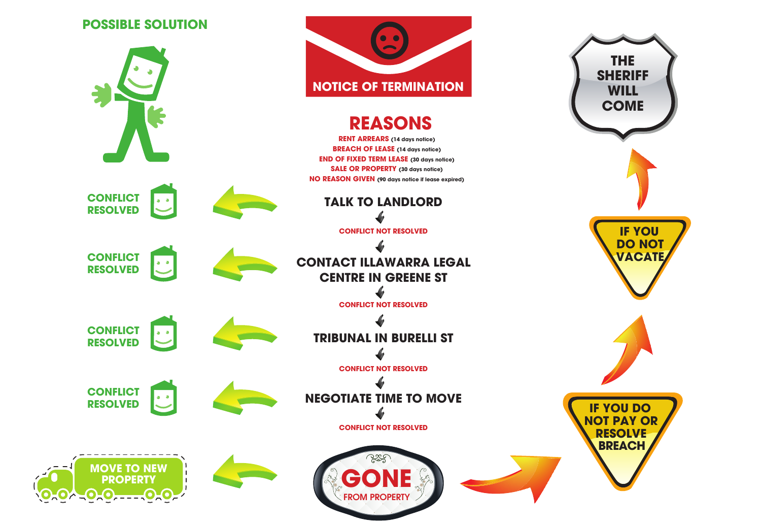## POSSIBLE SOLUTION

## NOTICE OF TERMINATION

## REASONS

- **RENT ARREARS** (14 days notice)
- **BREACH OF LEASE** (14 days notice)
- **END OF FIXED TERM LEASE** (30 days notice)
- **SALE OR PROPERTY** (30 days notice)
- **NO REASON GIVEN** (90 days notice if lease expired)

**TALK TO LANDLORD** → CONFLICT RESOLVED

CONFLICT NOT RESOLVED

**CONTACT ILLAWARRA LEGAL CENTRE IN GREENE ST** → CONFLICT RESOLVED

CONFLICT NOT RESOLVED

**TRIBUNAL IN BURELLI ST** → CONFLICT RESOLVED

CONFLICT NOT RESOLVED

**NEGOTIATE TIME TO MOVE** → CONFLICT RESOLVED

CONFLICT NOT RESOLVED

**GONE FROM PROPERTY** → MOVE TO NEW PROPERTY

IF YOU DO NOT PAY OR RESOLVE BREACH

IF YOU DO NOT VACATE

THE SHERIFF WILL COME